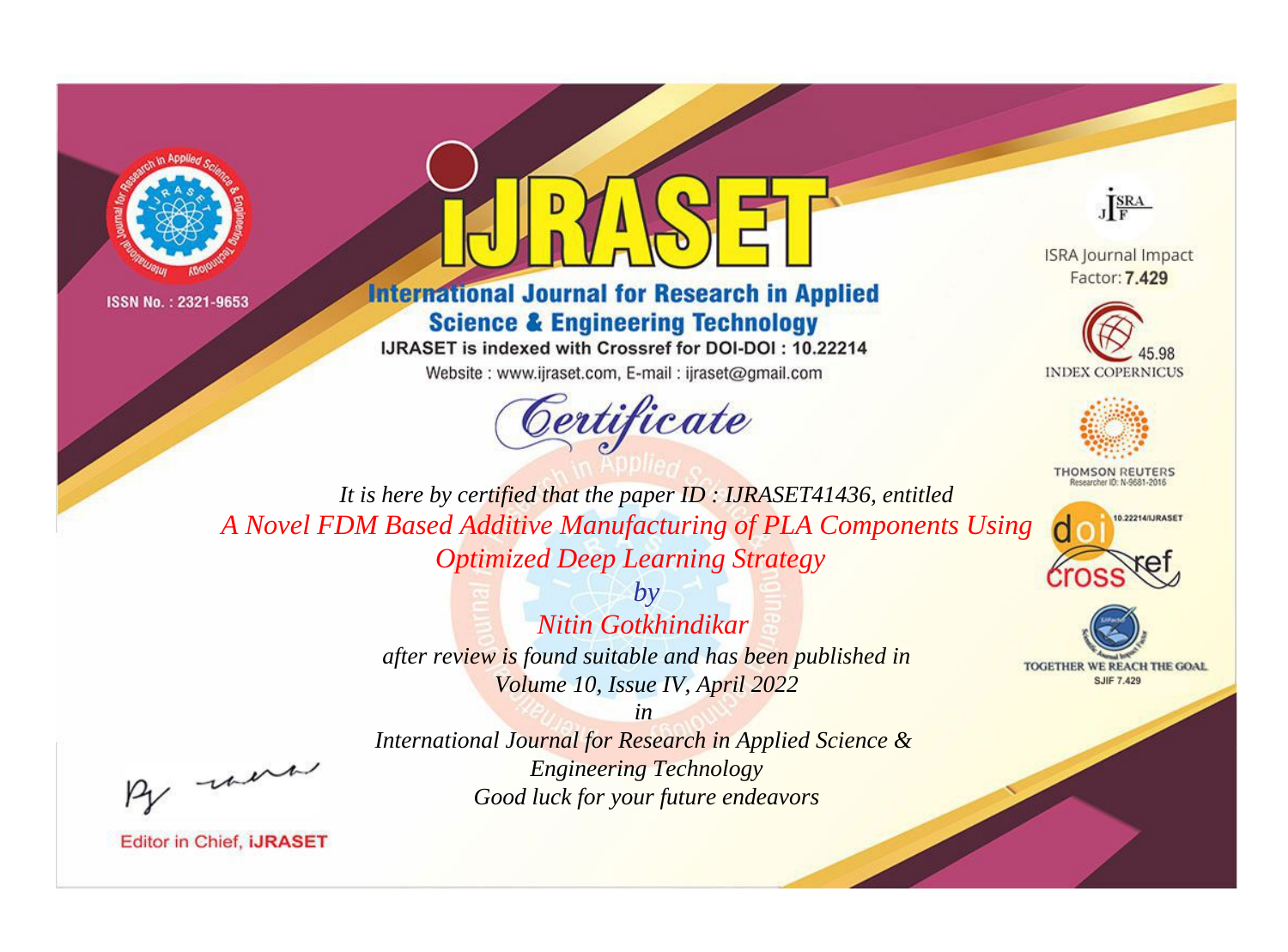ISSN No. : 2321-9653

# iJRASET

## International Journal for Research in Applied Science & Engineering Technology

IJRASET is indexed with Crossref for DOI-DOI : 10.22214

Website : www.ijraset.com, E-mail : ijraset@gmail.com

ISRA Journal Impact Factor: **7.429**

45.98 INDEX COPERNICUS

THOMSON REUTERS Researcher ID: N-9681-2016

10.22214/IJRASET

TOGETHER WE REACH THE GOAL SJIF 7.429

## Certificate

*It is here by certified that the paper ID : IJRASET41436, entitled*

*A Novel FDM Based Additive Manufacturing of PLA Components Using Optimized Deep Learning Strategy*

*by*

*Nitin Gotkhindikar*

*after review is found suitable and has been published in*

*Volume 10, Issue IV, April 2022*

*in*

*International Journal for Research in Applied Science & Engineering Technology*

*Good luck for your future endeavors*

Editor in Chief, **iJRASET**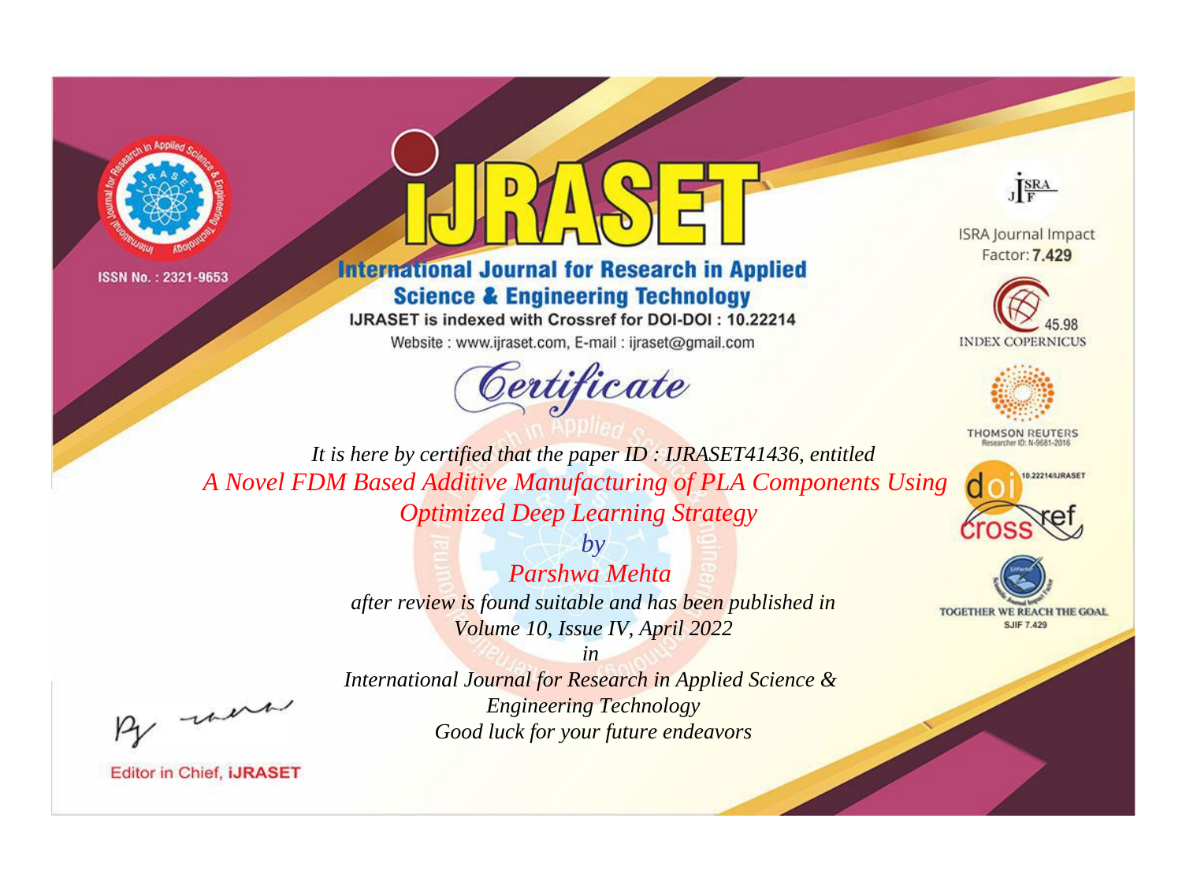ISSN No. : 2321-9653

# International Journal for Research in Applied Science & Engineering Technology

IJRASET is indexed with Crossref for DOI-DOI : 10.22214

Website : www.ijraset.com, E-mail : ijraset@gmail.com

## Certificate

*It is here by certified that the paper ID : IJRASET41436, entitled*

*A Novel FDM Based Additive Manufacturing of PLA Components Using Optimized Deep Learning Strategy*

*by*

*Parshwa Mehta*

*after review is found suitable and has been published in*

*Volume 10, Issue IV, April 2022*

*in*

*International Journal for Research in Applied Science & Engineering Technology*

*Good luck for your future endeavors*

Editor in Chief, iJRASET

ISRA Journal Impact Factor: **7.429**

45.98 INDEX COPERNICUS

THOMSON REUTERS Researcher ID: N-9681-2016

10.22214/IJRASET

TOGETHER WE REACH THE GOAL SJIF 7.429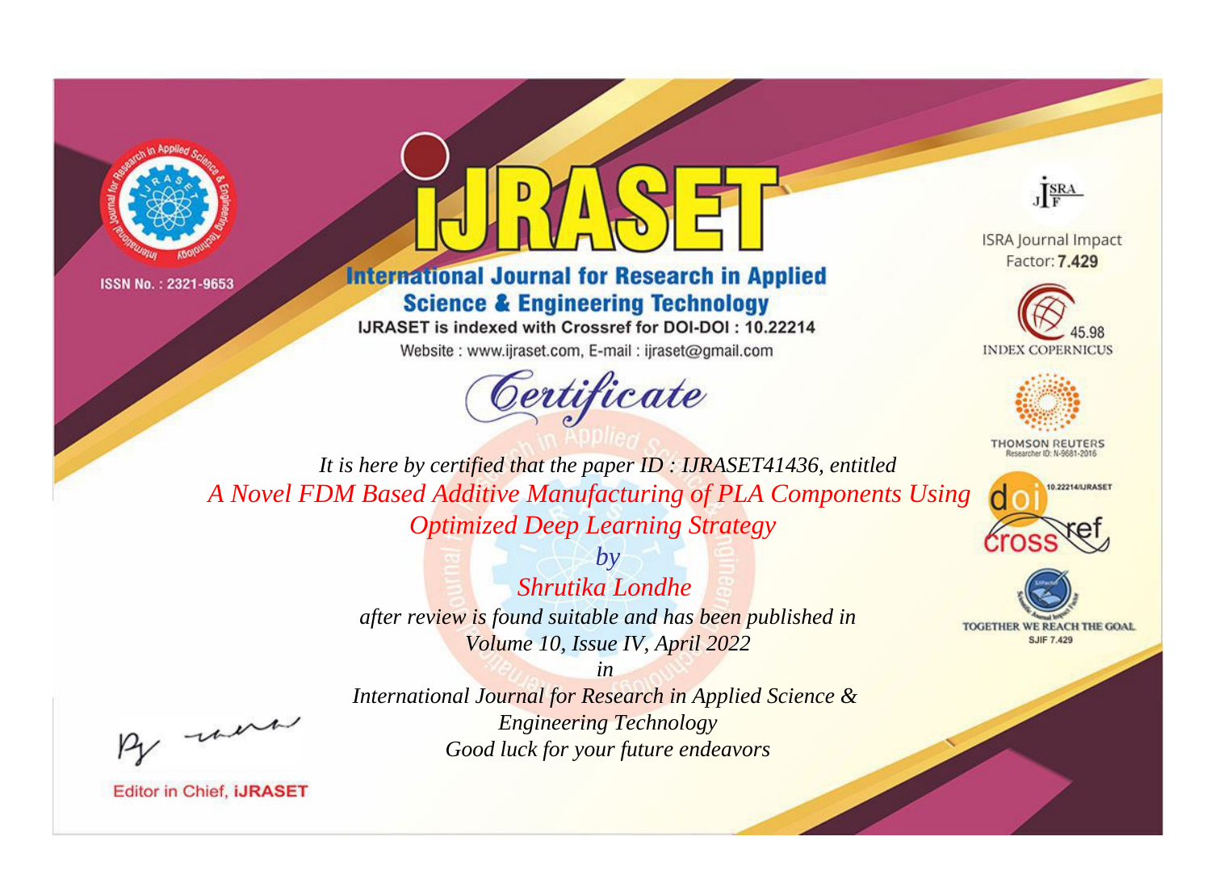ISSN No. : 2321-9653

# International Journal for Research in Applied Science & Engineering Technology

IJRASET is indexed with Crossref for DOI-DOI : 10.22214

Website : www.ijraset.com, E-mail : ijraset@gmail.com

## Certificate

*It is here by certified that the paper ID : IJRASET41436, entitled*

*A Novel FDM Based Additive Manufacturing of PLA Components Using Optimized Deep Learning Strategy*

*by*

*Shrutika Londhe*

*after review is found suitable and has been published in*

*Volume 10, Issue IV, April 2022*

*in*

*International Journal for Research in Applied Science & Engineering Technology*

*Good luck for your future endeavors*

ISRA Journal Impact Factor: **7.429**

45.98 INDEX COPERNICUS

THOMSON REUTERS Researcher ID: N-9681-2016

10.22214/IJRASET

TOGETHER WE REACH THE GOAL SJIF 7.429

Editor in Chief, **iJRASET**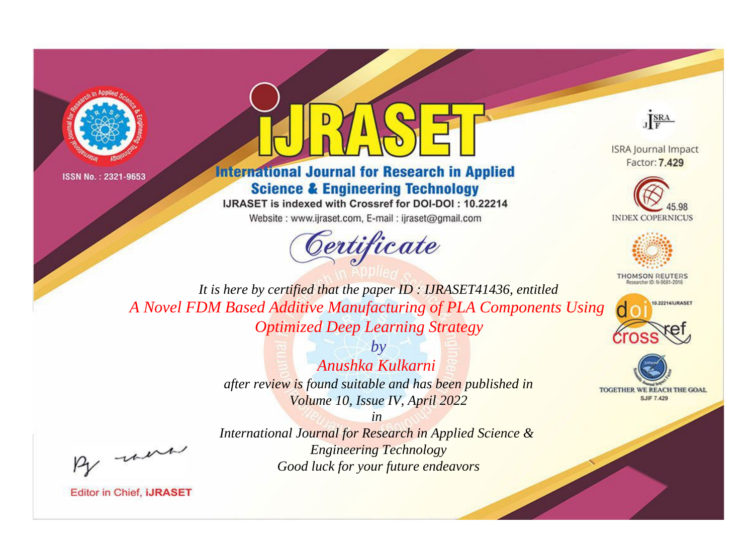ISSN No. : 2321-9653

# iJRASET

**International Journal for Research in Applied Science & Engineering Technology**

IJRASET is indexed with Crossref for DOI-DOI : 10.22214

Website : www.ijraset.com, E-mail : ijraset@gmail.com

## Certificate

*It is here by certified that the paper ID : IJRASET41436, entitled*

*A Novel FDM Based Additive Manufacturing of PLA Components Using Optimized Deep Learning Strategy*

*by*

*Anushka Kulkarni*

*after review is found suitable and has been published in*

*Volume 10, Issue IV, April 2022*

*in*

*International Journal for Research in Applied Science & Engineering Technology*

*Good luck for your future endeavors*

ISRA Journal Impact Factor: **7.429**

45.98 INDEX COPERNICUS

THOMSON REUTERS Researcher ID: N-9681-2016

10.22214/IJRASET

TOGETHER WE REACH THE GOAL SJIF 7.429

Editor in Chief, **iJRASET**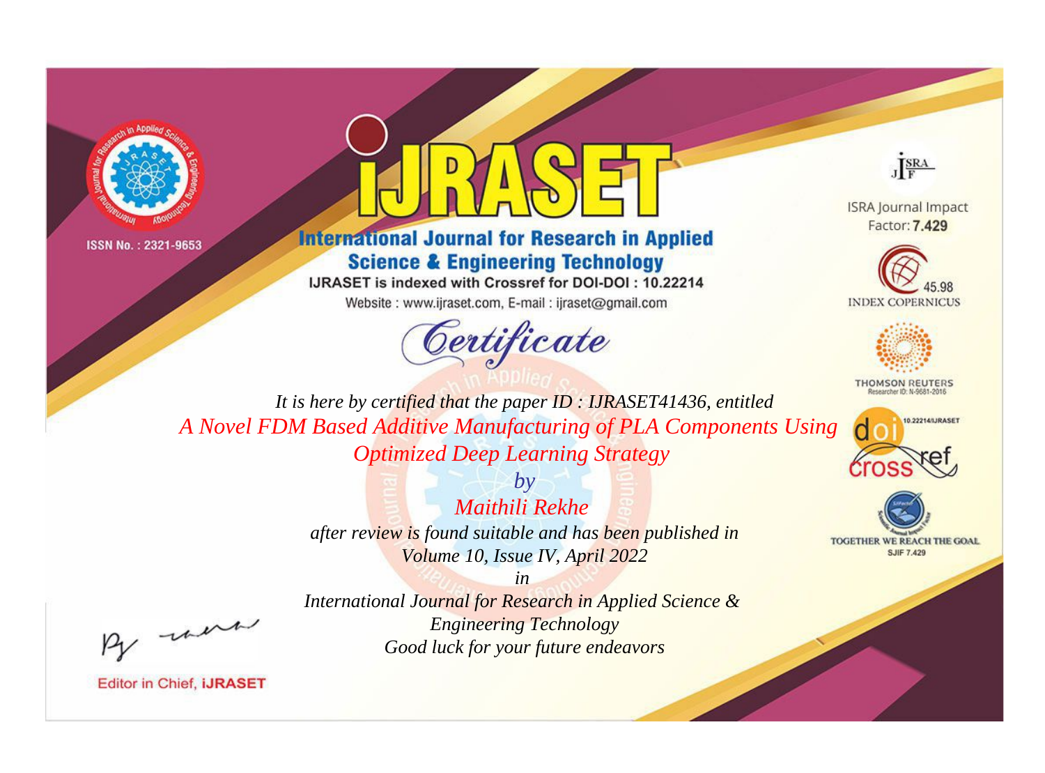ISSN No. : 2321-9653

# IJRASET

## International Journal for Research in Applied Science & Engineering Technology

IJRASET is indexed with Crossref for DOI-DOI : 10.22214

Website : www.ijraset.com, E-mail : ijraset@gmail.com

ISRA Journal Impact Factor: **7.429**

45.98 INDEX COPERNICUS

THOMSON REUTERS Researcher ID: N-9681-2016

10.22214/IJRASET

TOGETHER WE REACH THE GOAL SJIF 7.429

*Certificate*

*It is here by certified that the paper ID : IJRASET41436, entitled*

*A Novel FDM Based Additive Manufacturing of PLA Components Using Optimized Deep Learning Strategy*

*by*

*Maithili Rekhe*

*after review is found suitable and has been published in*

*Volume 10, Issue IV, April 2022*

*in*

*International Journal for Research in Applied Science & Engineering Technology*

*Good luck for your future endeavors*

Editor in Chief, **iJRASET**